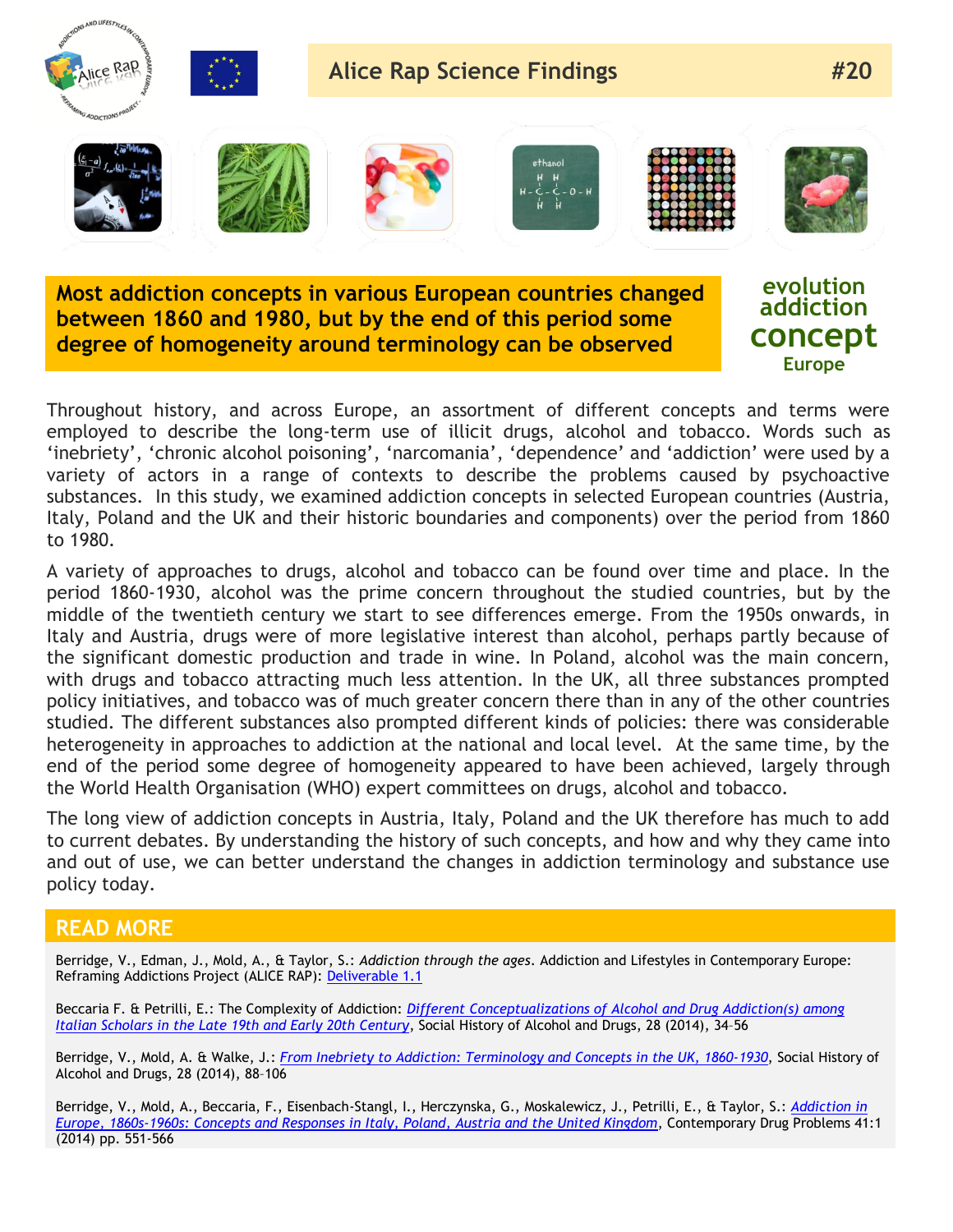# Alice Rap Science Findings #20

**Most addiction concepts in various European countries changed between 1860 and 1980, but by the end of this period some degree of homogeneity around terminology can be observed**

evolution addiction **concept** Europe

Throughout history, and across Europe, an assortment of different concepts and terms were employed to describe the long-term use of illicit drugs, alcohol and tobacco. Words such as 'inebriety', 'chronic alcohol poisoning', 'narcomania', 'dependence' and 'addiction' were used by a variety of actors in a range of contexts to describe the problems caused by psychoactive substances. In this study, we examined addiction concepts in selected European countries (Austria, Italy, Poland and the UK and their historic boundaries and components) over the period from 1860 to 1980.

A variety of approaches to drugs, alcohol and tobacco can be found over time and place. In the period 1860-1930, alcohol was the prime concern throughout the studied countries, but by the middle of the twentieth century we start to see differences emerge. From the 1950s onwards, in Italy and Austria, drugs were of more legislative interest than alcohol, perhaps partly because of the significant domestic production and trade in wine. In Poland, alcohol was the main concern, with drugs and tobacco attracting much less attention. In the UK, all three substances prompted policy initiatives, and tobacco was of much greater concern there than in any of the other countries studied. The different substances also prompted different kinds of policies: there was considerable heterogeneity in approaches to addiction at the national and local level. At the same time, by the end of the period some degree of homogeneity appeared to have been achieved, largely through the World Health Organisation (WHO) expert committees on drugs, alcohol and tobacco.

The long view of addiction concepts in Austria, Italy, Poland and the UK therefore has much to add to current debates. By understanding the history of such concepts, and how and why they came into and out of use, we can better understand the changes in addiction terminology and substance use policy today.

## READ MORE

Berridge, V., Edman, J., Mold, A., & Taylor, S.: *Addiction through the ages*. Addiction and Lifestyles in Contemporary Europe: Reframing Addictions Project (ALICE RAP): Deliverable 1.1

Beccaria F. & Petrilli, E.: The Complexity of Addiction: *Different Conceptualizations of Alcohol and Drug Addiction(s) among Italian Scholars in the Late 19th and Early 20th Century*, Social History of Alcohol and Drugs, 28 (2014), 34–56

Berridge, V., Mold, A. & Walke, J.: *From Inebriety to Addiction: Terminology and Concepts in the UK, 1860-1930*, Social History of Alcohol and Drugs, 28 (2014), 88–106

Berridge, V., Mold, A., Beccaria, F., Eisenbach-Stangl, I., Herczynska, G., Moskalewicz, J., Petrilli, E., & Taylor, S.: *Addiction in Europe, 1860s-1960s: Concepts and Responses in Italy, Poland, Austria and the United Kingdom*, Contemporary Drug Problems 41:1 (2014) pp. 551-566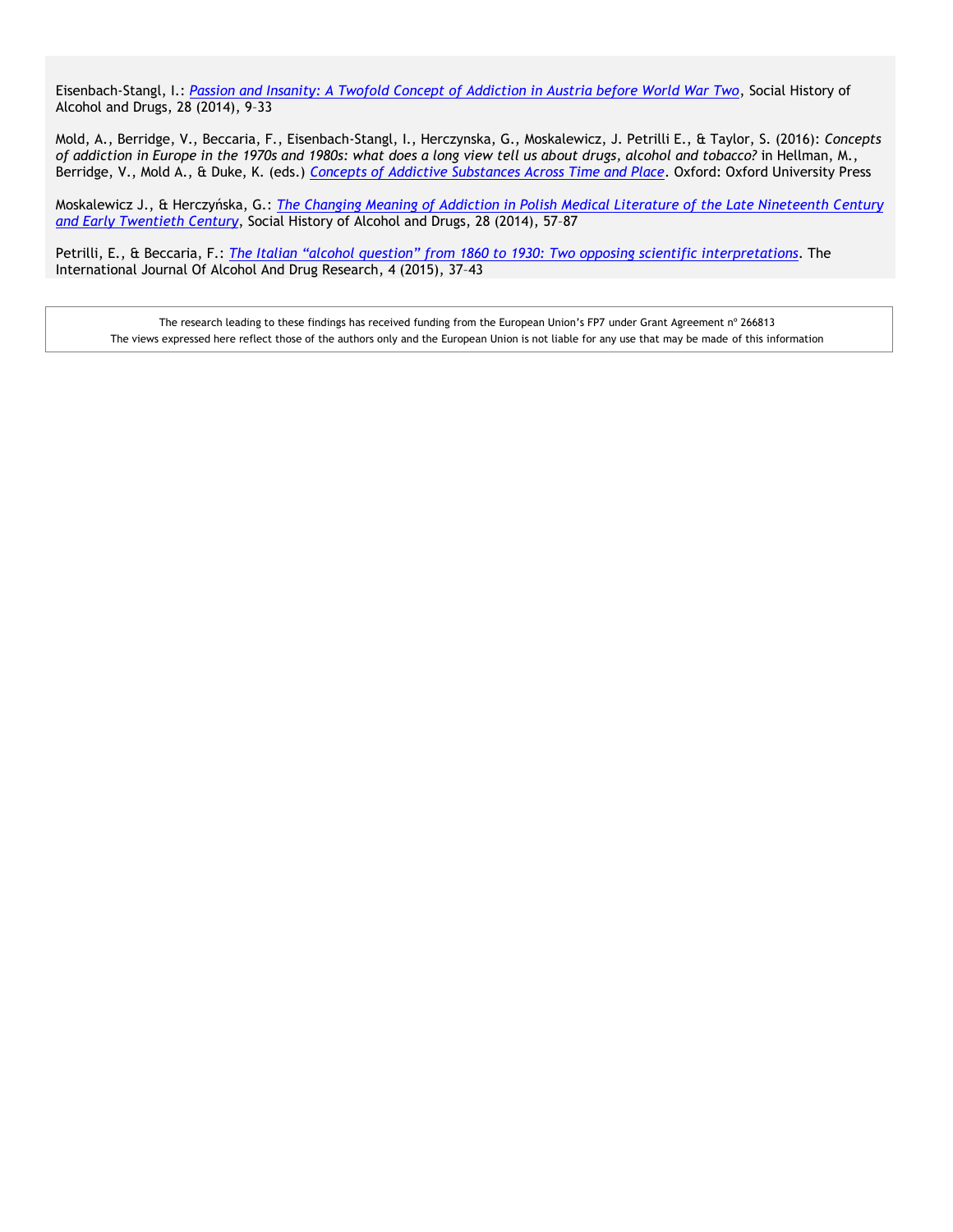Eisenbach-Stangl, I.: *Passion and Insanity: A Twofold Concept of Addiction in Austria before World War Two*, Social History of Alcohol and Drugs, 28 (2014), 9–33

Mold, A., Berridge, V., Beccaria, F., Eisenbach-Stangl, I., Herczynska, G., Moskalewicz, J. Petrilli E., & Taylor, S. (2016): *Concepts of addiction in Europe in the 1970s and 1980s: what does a long view tell us about drugs, alcohol and tobacco?* in Hellman, M., Berridge, V., Mold A., & Duke, K. (eds.) *Concepts of Addictive Substances Across Time and Place*. Oxford: Oxford University Press

Moskalewicz J., & Herczyńska, G.: *The Changing Meaning of Addiction in Polish Medical Literature of the Late Nineteenth Century and Early Twentieth Century*, Social History of Alcohol and Drugs, 28 (2014), 57–87

Petrilli, E., & Beccaria, F.: *The Italian "alcohol question" from 1860 to 1930: Two opposing scientific interpretations*. The International Journal Of Alcohol And Drug Research, 4 (2015), 37–43

The research leading to these findings has received funding from the European Union's FP7 under Grant Agreement nº 266813
The views expressed here reflect those of the authors only and the European Union is not liable for any use that may be made of this information